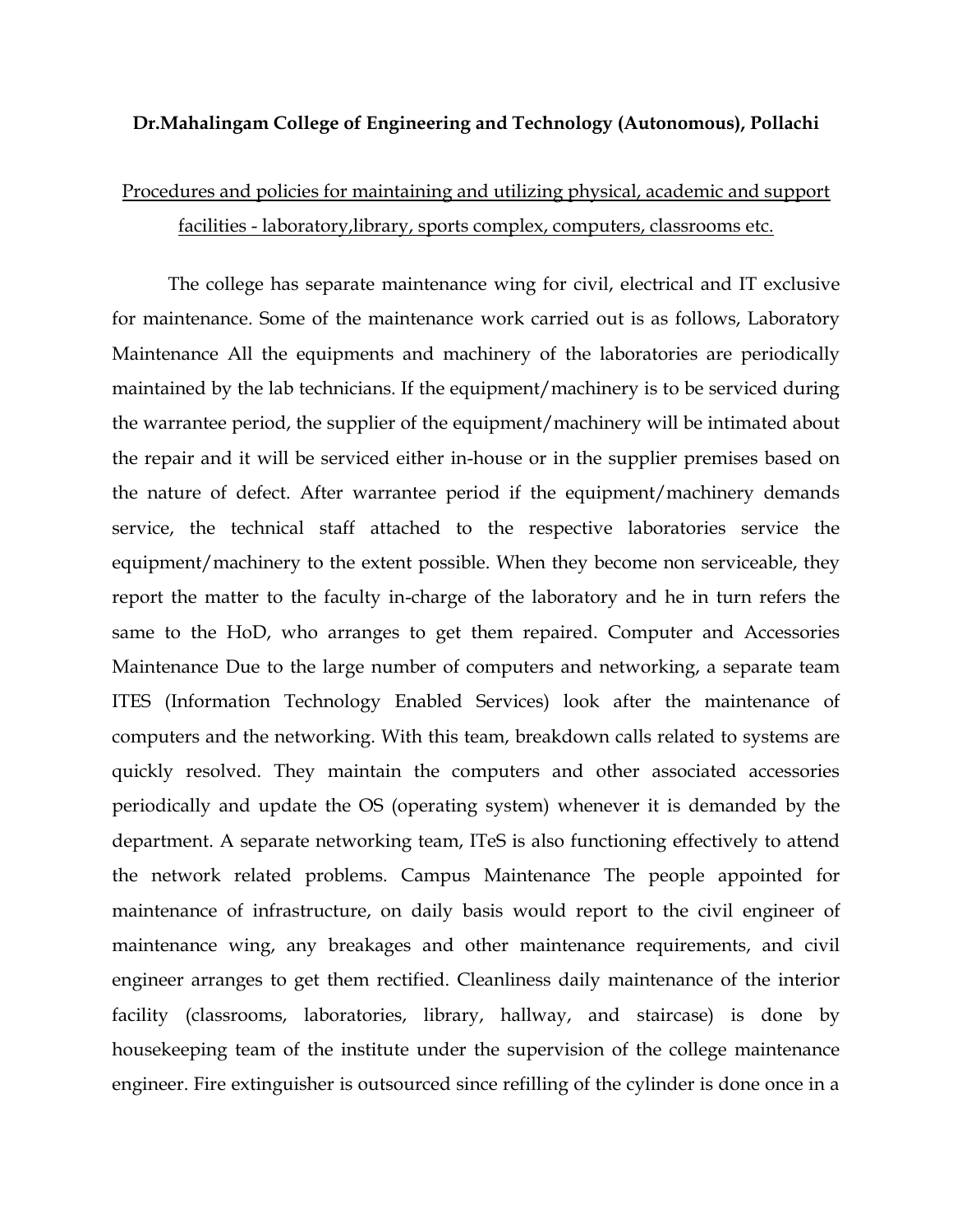**Dr.Mahalingam College of Engineering and Technology (Autonomous), Pollachi**

<u>Procedures and policies for maintaining and utilizing physical, academic and support facilities - laboratory,library, sports complex, computers, classrooms etc.</u>

The college has separate maintenance wing for civil, electrical and IT exclusive for maintenance. Some of the maintenance work carried out is as follows, Laboratory Maintenance All the equipments and machinery of the laboratories are periodically maintained by the lab technicians. If the equipment/machinery is to be serviced during the warrantee period, the supplier of the equipment/machinery will be intimated about the repair and it will be serviced either in-house or in the supplier premises based on the nature of defect. After warrantee period if the equipment/machinery demands service, the technical staff attached to the respective laboratories service the equipment/machinery to the extent possible. When they become non serviceable, they report the matter to the faculty in-charge of the laboratory and he in turn refers the same to the HoD, who arranges to get them repaired. Computer and Accessories Maintenance Due to the large number of computers and networking, a separate team ITES (Information Technology Enabled Services) look after the maintenance of computers and the networking. With this team, breakdown calls related to systems are quickly resolved. They maintain the computers and other associated accessories periodically and update the OS (operating system) whenever it is demanded by the department. A separate networking team, ITeS is also functioning effectively to attend the network related problems. Campus Maintenance The people appointed for maintenance of infrastructure, on daily basis would report to the civil engineer of maintenance wing, any breakages and other maintenance requirements, and civil engineer arranges to get them rectified. Cleanliness daily maintenance of the interior facility (classrooms, laboratories, library, hallway, and staircase) is done by housekeeping team of the institute under the supervision of the college maintenance engineer. Fire extinguisher is outsourced since refilling of the cylinder is done once in a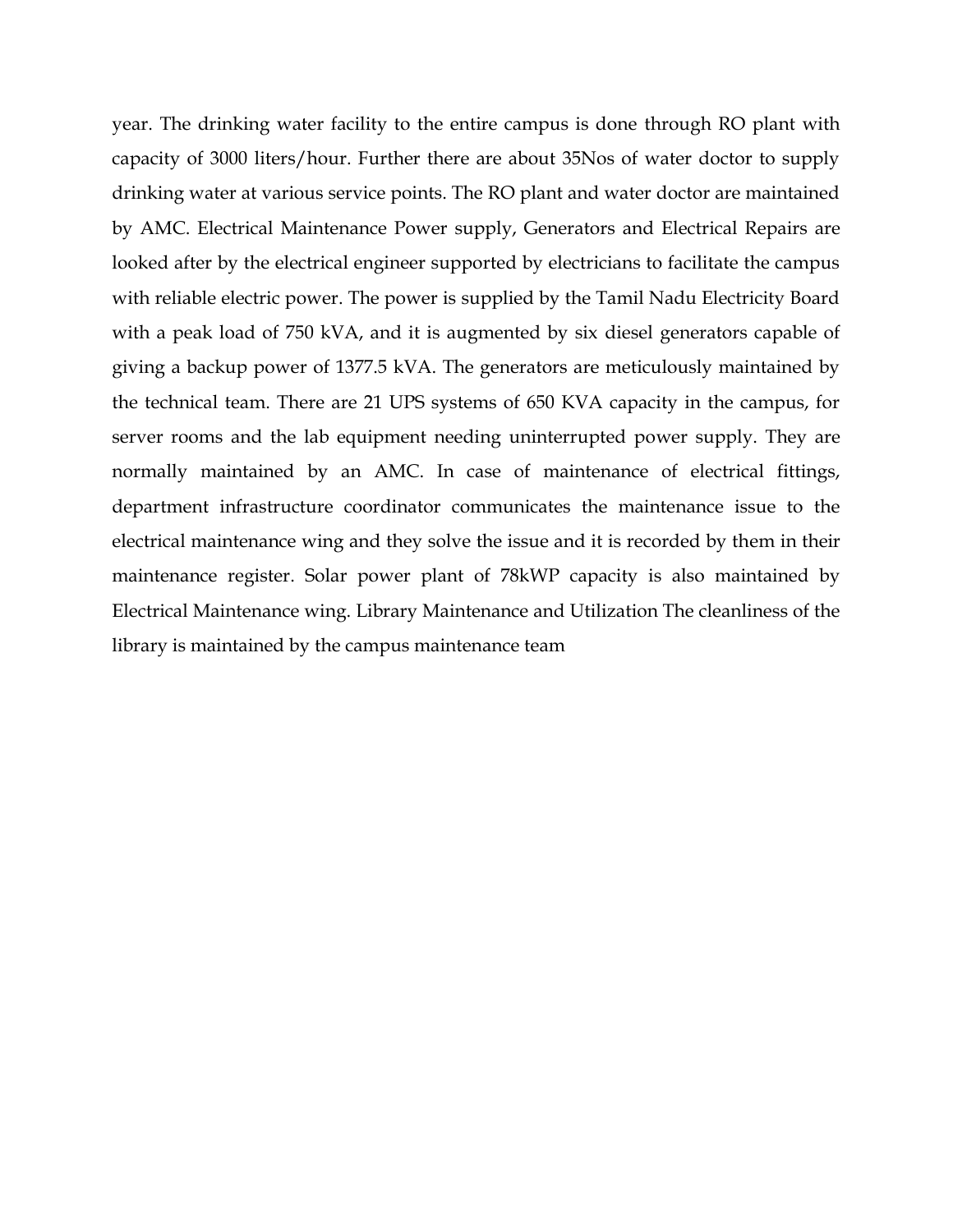year. The drinking water facility to the entire campus is done through RO plant with capacity of 3000 liters/hour. Further there are about 35Nos of water doctor to supply drinking water at various service points. The RO plant and water doctor are maintained by AMC. Electrical Maintenance Power supply, Generators and Electrical Repairs are looked after by the electrical engineer supported by electricians to facilitate the campus with reliable electric power. The power is supplied by the Tamil Nadu Electricity Board with a peak load of 750 kVA, and it is augmented by six diesel generators capable of giving a backup power of 1377.5 kVA. The generators are meticulously maintained by the technical team. There are 21 UPS systems of 650 KVA capacity in the campus, for server rooms and the lab equipment needing uninterrupted power supply. They are normally maintained by an AMC. In case of maintenance of electrical fittings, department infrastructure coordinator communicates the maintenance issue to the electrical maintenance wing and they solve the issue and it is recorded by them in their maintenance register. Solar power plant of 78kWP capacity is also maintained by Electrical Maintenance wing. Library Maintenance and Utilization The cleanliness of the library is maintained by the campus maintenance team